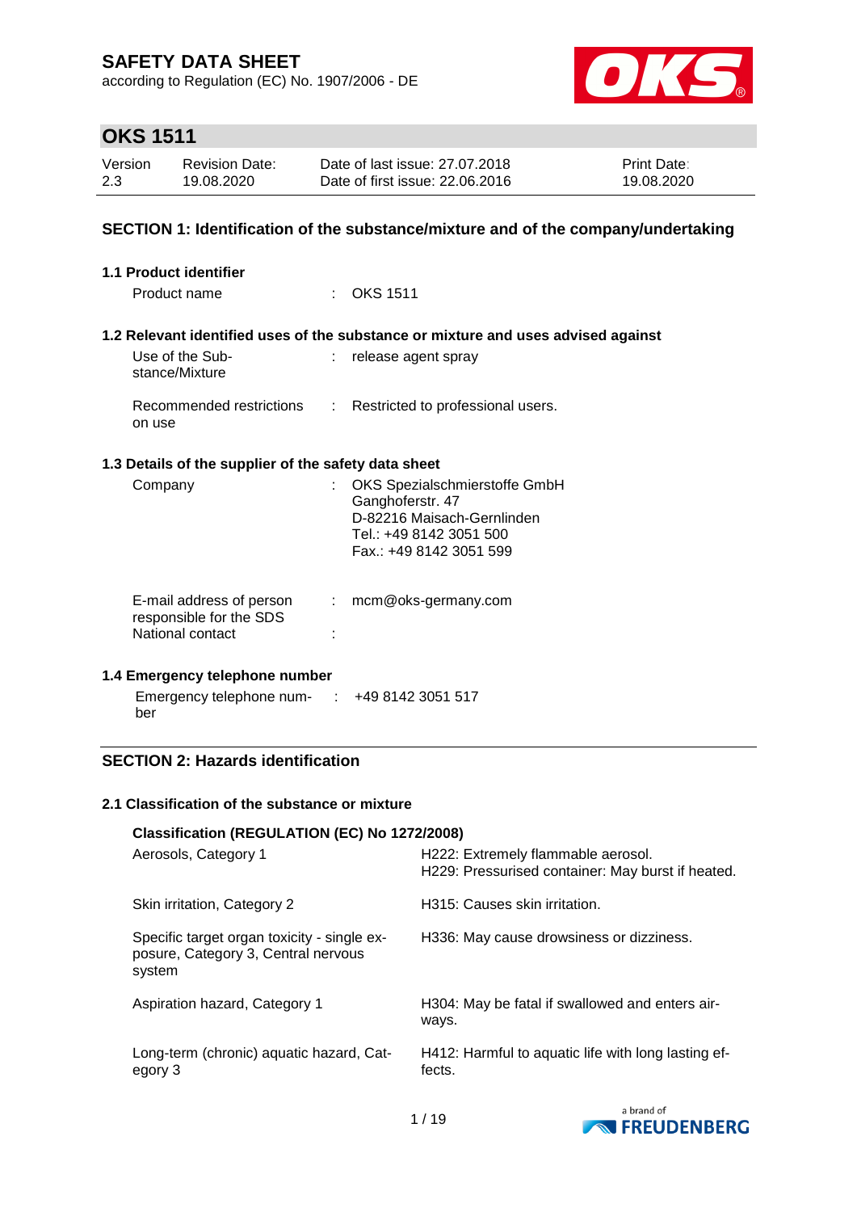# SAFETY DATA SHEET

according to Regulation (EC) No. 1907/2006 - DE

## OKS 1511

| Version | Revision Date: | Date of last issue: 27.07.2018 | Print Date: |
|---|---|---|---|
| 2.3 | 19.08.2020 | Date of first issue: 22.06.2016 | 19.08.2020 |

## SECTION 1: Identification of the substance/mixture and of the company/undertaking

### 1.1 Product identifier

Product name : OKS 1511

### 1.2 Relevant identified uses of the substance or mixture and uses advised against

Use of the Substance/Mixture : release agent spray

Recommended restrictions on use : Restricted to professional users.

### 1.3 Details of the supplier of the safety data sheet

Company : OKS Spezialschmierstoffe GmbH
Ganghoferstr. 47
D-82216 Maisach-Gernlinden
Tel.: +49 8142 3051 500
Fax.: +49 8142 3051 599

E-mail address of person responsible for the SDS : mcm@oks-germany.com

National contact :

### 1.4 Emergency telephone number

Emergency telephone number : +49 8142 3051 517

## SECTION 2: Hazards identification

### 2.1 Classification of the substance or mixture

**Classification (REGULATION (EC) No 1272/2008)**

| | |
|---|---|
| Aerosols, Category 1 | H222: Extremely flammable aerosol.<br>H229: Pressurised container: May burst if heated. |
| Skin irritation, Category 2 | H315: Causes skin irritation. |
| Specific target organ toxicity - single exposure, Category 3, Central nervous system | H336: May cause drowsiness or dizziness. |
| Aspiration hazard, Category 1 | H304: May be fatal if swallowed and enters airways. |
| Long-term (chronic) aquatic hazard, Category 3 | H412: Harmful to aquatic life with long lasting effects. |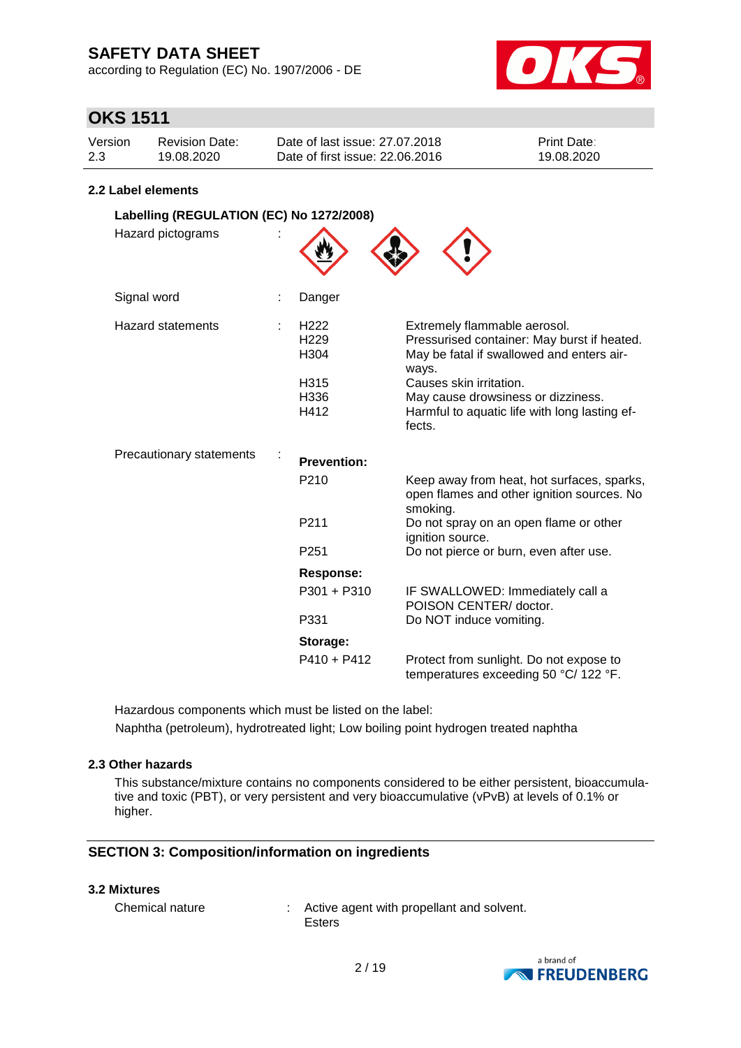## 2.2 Label elements

### Labelling (REGULATION (EC) No 1272/2008)

Hazard pictograms :

Signal word : Danger

Hazard statements :

| | |
|---|---|
| H222 | Extremely flammable aerosol. |
| H229 | Pressurised container: May burst if heated. |
| H304 | May be fatal if swallowed and enters airways. |
| H315 | Causes skin irritation. |
| H336 | May cause drowsiness or dizziness. |
| H412 | Harmful to aquatic life with long lasting effects. |

Precautionary statements :

**Prevention:**

| | |
|---|---|
| P210 | Keep away from heat, hot surfaces, sparks, open flames and other ignition sources. No smoking. |
| P211 | Do not spray on an open flame or other ignition source. |
| P251 | Do not pierce or burn, even after use. |

**Response:**

| | |
|---|---|
| P301 + P310 | IF SWALLOWED: Immediately call a POISON CENTER/ doctor. |
| P331 | Do NOT induce vomiting. |

**Storage:**

| | |
|---|---|
| P410 + P412 | Protect from sunlight. Do not expose to temperatures exceeding 50 °C/ 122 °F. |

Hazardous components which must be listed on the label:

Naphtha (petroleum), hydrotreated light; Low boiling point hydrogen treated naphtha

## 2.3 Other hazards

This substance/mixture contains no components considered to be either persistent, bioaccumulative and toxic (PBT), or very persistent and very bioaccumulative (vPvB) at levels of 0.1% or higher.

## SECTION 3: Composition/information on ingredients

## 3.2 Mixtures

Chemical nature : Active agent with propellant and solvent.
Esters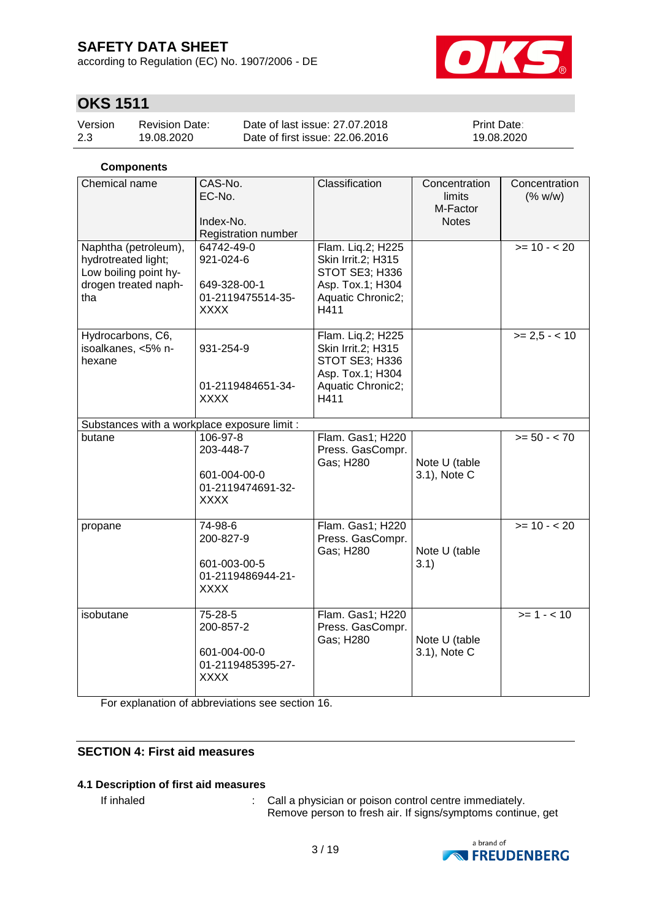**Components**

| Chemical name | CAS-No.<br>EC-No.<br><br>Index-No.<br>Registration number | Classification | Concentration limits<br>M-Factor<br>Notes | Concentration (% w/w) |
|---|---|---|---|---|
| Naphtha (petroleum), hydrotreated light; Low boiling point hydrogen treated naphtha | 64742-49-0<br>921-024-6<br><br>649-328-00-1<br>01-2119475514-35-XXXX | Flam. Liq.2; H225<br>Skin Irrit.2; H315<br>STOT SE3; H336<br>Asp. Tox.1; H304<br>Aquatic Chronic2; H411 | | >= 10 - < 20 |
| Hydrocarbons, C6, isoalkanes, <5% n-hexane | <br>931-254-9<br><br>01-2119484651-34-XXXX | Flam. Liq.2; H225<br>Skin Irrit.2; H315<br>STOT SE3; H336<br>Asp. Tox.1; H304<br>Aquatic Chronic2; H411 | | >= 2,5 - < 10 |
| Substances with a workplace exposure limit : | | | | |
| butane | 106-97-8<br>203-448-7<br><br>601-004-00-0<br>01-2119474691-32-XXXX | Flam. Gas1; H220<br>Press. GasCompr. Gas; H280 | Note U (table 3.1), Note C | >= 50 - < 70 |
| propane | 74-98-6<br>200-827-9<br><br>601-003-00-5<br>01-2119486944-21-XXXX | Flam. Gas1; H220<br>Press. GasCompr. Gas; H280 | Note U (table 3.1) | >= 10 - < 20 |
| isobutane | 75-28-5<br>200-857-2<br><br>601-004-00-0<br>01-2119485395-27-XXXX | Flam. Gas1; H220<br>Press. GasCompr. Gas; H280 | Note U (table 3.1), Note C | >= 1 - < 10 |

For explanation of abbreviations see section 16.

## SECTION 4: First aid measures

### 4.1 Description of first aid measures

If inhaled : Call a physician or poison control centre immediately. Remove person to fresh air. If signs/symptoms continue, get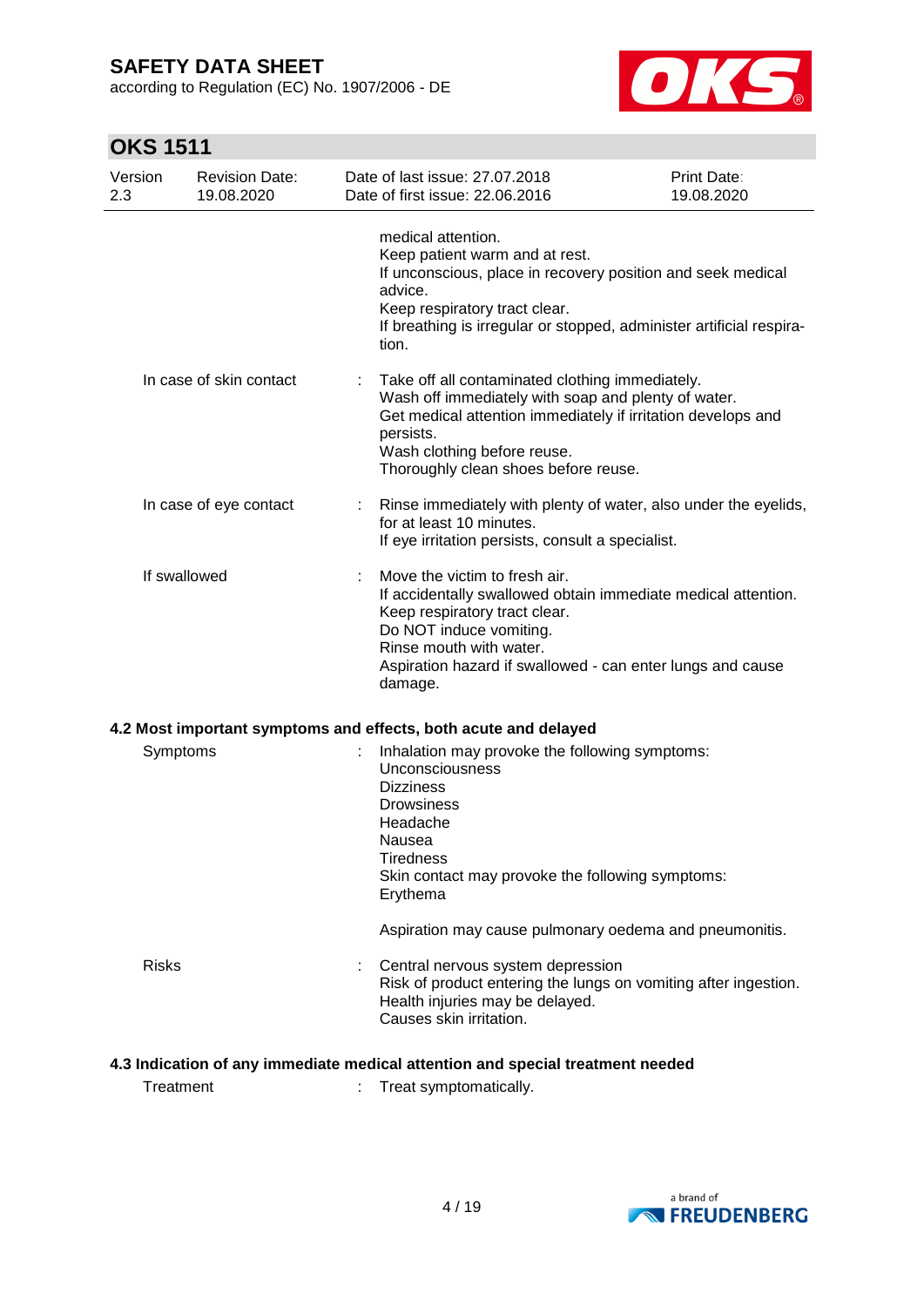medical attention.
Keep patient warm and at rest.
If unconscious, place in recovery position and seek medical advice.
Keep respiratory tract clear.
If breathing is irregular or stopped, administer artificial respiration.

| | | |
|---|---|---|
| In case of skin contact | : | Take off all contaminated clothing immediately.<br>Wash off immediately with soap and plenty of water.<br>Get medical attention immediately if irritation develops and persists.<br>Wash clothing before reuse.<br>Thoroughly clean shoes before reuse. |
| In case of eye contact | : | Rinse immediately with plenty of water, also under the eyelids, for at least 10 minutes.<br>If eye irritation persists, consult a specialist. |
| If swallowed | : | Move the victim to fresh air.<br>If accidentally swallowed obtain immediate medical attention.<br>Keep respiratory tract clear.<br>Do NOT induce vomiting.<br>Rinse mouth with water.<br>Aspiration hazard if swallowed - can enter lungs and cause damage. |

### 4.2 Most important symptoms and effects, both acute and delayed

| | | |
|---|---|---|
| Symptoms | : | Inhalation may provoke the following symptoms:<br>Unconsciousness<br>Dizziness<br>Drowsiness<br>Headache<br>Nausea<br>Tiredness<br>Skin contact may provoke the following symptoms:<br>Erythema<br><br>Aspiration may cause pulmonary oedema and pneumonitis. |
| Risks | : | Central nervous system depression<br>Risk of product entering the lungs on vomiting after ingestion.<br>Health injuries may be delayed.<br>Causes skin irritation. |

### 4.3 Indication of any immediate medical attention and special treatment needed

| | | |
|---|---|---|
| Treatment | : | Treat symptomatically. |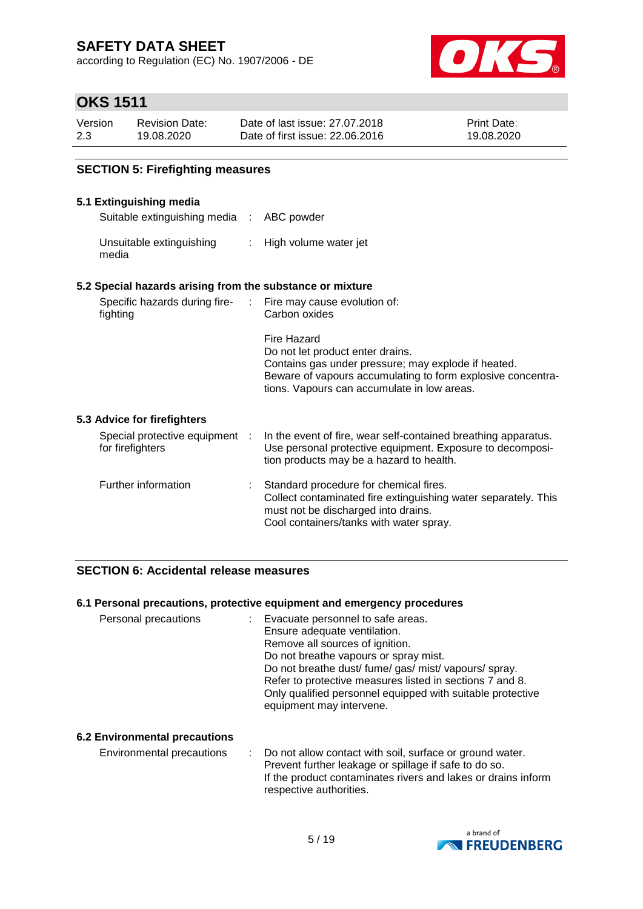## SECTION 5: Firefighting measures

### 5.1 Extinguishing media

| | | |
|---|---|---|
| Suitable extinguishing media | : | ABC powder |
| Unsuitable extinguishing media | : | High volume water jet |

### 5.2 Special hazards arising from the substance or mixture

| | | |
|---|---|---|
| Specific hazards during fire-fighting | : | Fire may cause evolution of:<br>Carbon oxides<br><br>Fire Hazard<br>Do not let product enter drains.<br>Contains gas under pressure; may explode if heated.<br>Beware of vapours accumulating to form explosive concentrations. Vapours can accumulate in low areas. |

### 5.3 Advice for firefighters

| | | |
|---|---|---|
| Special protective equipment for firefighters | : | In the event of fire, wear self-contained breathing apparatus.<br>Use personal protective equipment. Exposure to decomposition products may be a hazard to health. |
| Further information | : | Standard procedure for chemical fires.<br>Collect contaminated fire extinguishing water separately. This must not be discharged into drains.<br>Cool containers/tanks with water spray. |

## SECTION 6: Accidental release measures

### 6.1 Personal precautions, protective equipment and emergency procedures

| | | |
|---|---|---|
| Personal precautions | : | Evacuate personnel to safe areas.<br>Ensure adequate ventilation.<br>Remove all sources of ignition.<br>Do not breathe vapours or spray mist.<br>Do not breathe dust/ fume/ gas/ mist/ vapours/ spray.<br>Refer to protective measures listed in sections 7 and 8.<br>Only qualified personnel equipped with suitable protective equipment may intervene. |

### 6.2 Environmental precautions

| | | |
|---|---|---|
| Environmental precautions | : | Do not allow contact with soil, surface or ground water.<br>Prevent further leakage or spillage if safe to do so.<br>If the product contaminates rivers and lakes or drains inform respective authorities. |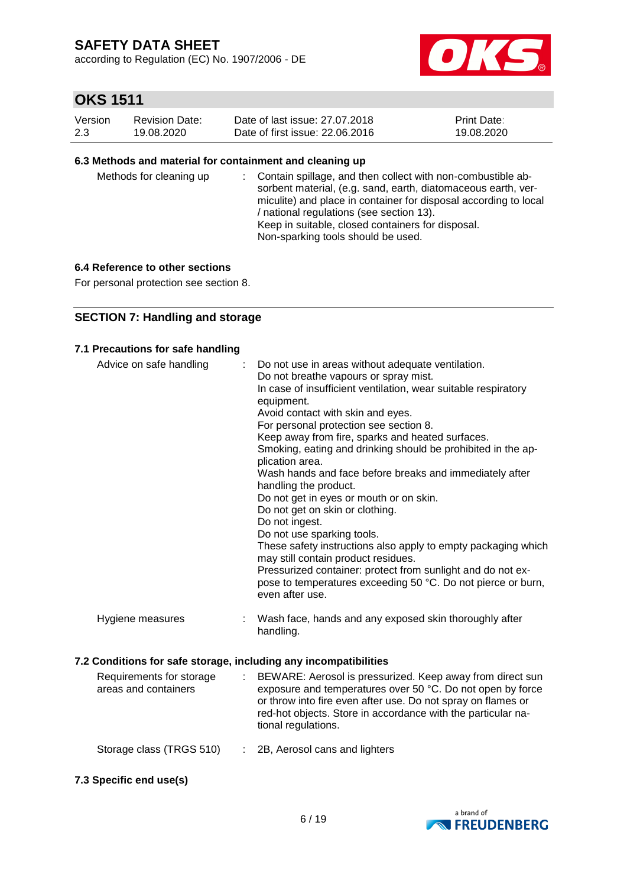### 6.3 Methods and material for containment and cleaning up

| | |
|---|---|
| Methods for cleaning up | Contain spillage, and then collect with non-combustible absorbent material, (e.g. sand, earth, diatomaceous earth, vermiculite) and place in container for disposal according to local / national regulations (see section 13).<br>Keep in suitable, closed containers for disposal.<br>Non-sparking tools should be used. |

### 6.4 Reference to other sections

For personal protection see section 8.

## SECTION 7: Handling and storage

### 7.1 Precautions for safe handling

| | |
|---|---|
| Advice on safe handling | Do not use in areas without adequate ventilation.<br>Do not breathe vapours or spray mist.<br>In case of insufficient ventilation, wear suitable respiratory equipment.<br>Avoid contact with skin and eyes.<br>For personal protection see section 8.<br>Keep away from fire, sparks and heated surfaces.<br>Smoking, eating and drinking should be prohibited in the application area.<br>Wash hands and face before breaks and immediately after handling the product.<br>Do not get in eyes or mouth or on skin.<br>Do not get on skin or clothing.<br>Do not ingest.<br>Do not use sparking tools.<br>These safety instructions also apply to empty packaging which may still contain product residues.<br>Pressurized container: protect from sunlight and do not expose to temperatures exceeding 50 °C. Do not pierce or burn, even after use. |
| Hygiene measures | Wash face, hands and any exposed skin thoroughly after handling. |

### 7.2 Conditions for safe storage, including any incompatibilities

| | |
|---|---|
| Requirements for storage areas and containers | BEWARE: Aerosol is pressurized. Keep away from direct sun exposure and temperatures over 50 °C. Do not open by force or throw into fire even after use. Do not spray on flames or red-hot objects. Store in accordance with the particular national regulations. |
| Storage class (TRGS 510) | 2B, Aerosol cans and lighters |

### 7.3 Specific end use(s)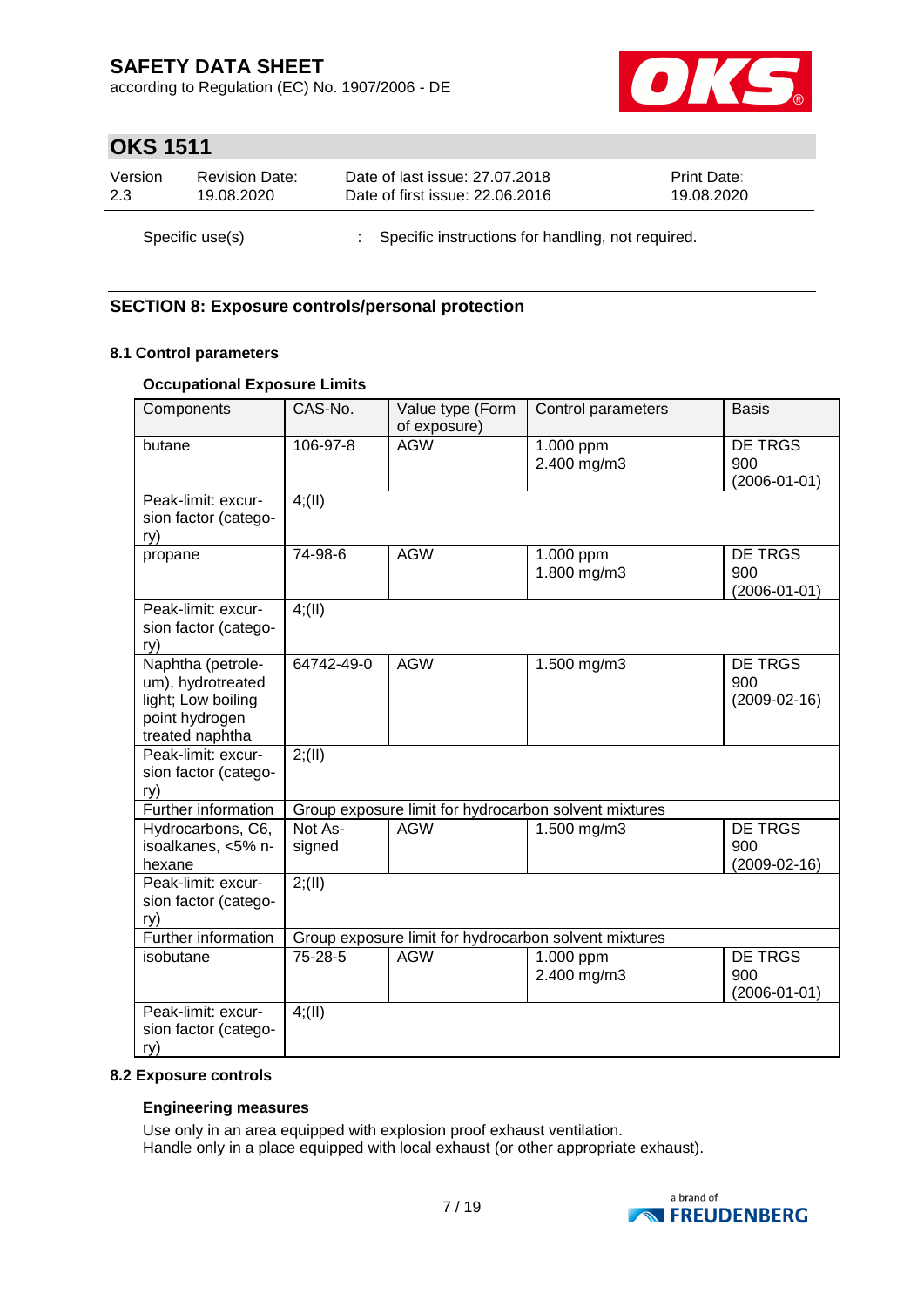| Specific use(s) | : | Specific instructions for handling, not required. |
|---|---|---|

## SECTION 8: Exposure controls/personal protection

### 8.1 Control parameters

**Occupational Exposure Limits**

| Components | CAS-No. | Value type (Form of exposure) | Control parameters | Basis |
|---|---|---|---|---|
| butane | 106-97-8 | AGW | 1.000 ppm<br>2.400 mg/m3 | DE TRGS 900 (2006-01-01) |
| Peak-limit: excursion factor (category) | 4;(II) | | | |
| propane | 74-98-6 | AGW | 1.000 ppm<br>1.800 mg/m3 | DE TRGS 900 (2006-01-01) |
| Peak-limit: excursion factor (category) | 4;(II) | | | |
| Naphtha (petroleum), hydrotreated light; Low boiling point hydrogen treated naphtha | 64742-49-0 | AGW | 1.500 mg/m3 | DE TRGS 900 (2009-02-16) |
| Peak-limit: excursion factor (category) | 2;(II) | | | |
| Further information | Group exposure limit for hydrocarbon solvent mixtures | | | |
| Hydrocarbons, C6, isoalkanes, <5% n-hexane | Not Assigned | AGW | 1.500 mg/m3 | DE TRGS 900 (2009-02-16) |
| Peak-limit: excursion factor (category) | 2;(II) | | | |
| Further information | Group exposure limit for hydrocarbon solvent mixtures | | | |
| isobutane | 75-28-5 | AGW | 1.000 ppm<br>2.400 mg/m3 | DE TRGS 900 (2006-01-01) |
| Peak-limit: excursion factor (category) | 4;(II) | | | |

### 8.2 Exposure controls

**Engineering measures**

Use only in an area equipped with explosion proof exhaust ventilation.
Handle only in a place equipped with local exhaust (or other appropriate exhaust).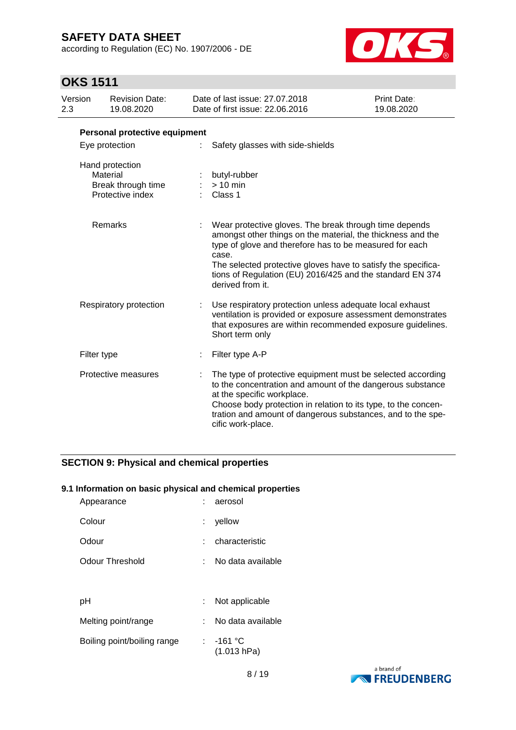**Personal protective equipment**

| | | |
|---|---|---|
| Eye protection | : | Safety glasses with side-shields |
| Hand protection | | |
| Material | : | butyl-rubber |
| Break through time | : | > 10 min |
| Protective index | : | Class 1 |
| Remarks | : | Wear protective gloves. The break through time depends amongst other things on the material, the thickness and the type of glove and therefore has to be measured for each case. The selected protective gloves have to satisfy the specifications of Regulation (EU) 2016/425 and the standard EN 374 derived from it. |
| Respiratory protection | : | Use respiratory protection unless adequate local exhaust ventilation is provided or exposure assessment demonstrates that exposures are within recommended exposure guidelines. Short term only |
| Filter type | : | Filter type A-P |
| Protective measures | : | The type of protective equipment must be selected according to the concentration and amount of the dangerous substance at the specific workplace. Choose body protection in relation to its type, to the concentration and amount of dangerous substances, and to the specific work-place. |

## SECTION 9: Physical and chemical properties

### 9.1 Information on basic physical and chemical properties

| | | |
|---|---|---|
| Appearance | : | aerosol |
| Colour | : | yellow |
| Odour | : | characteristic |
| Odour Threshold | : | No data available |
| pH | : | Not applicable |
| Melting point/range | : | No data available |
| Boiling point/boiling range | : | -161 °C (1.013 hPa) |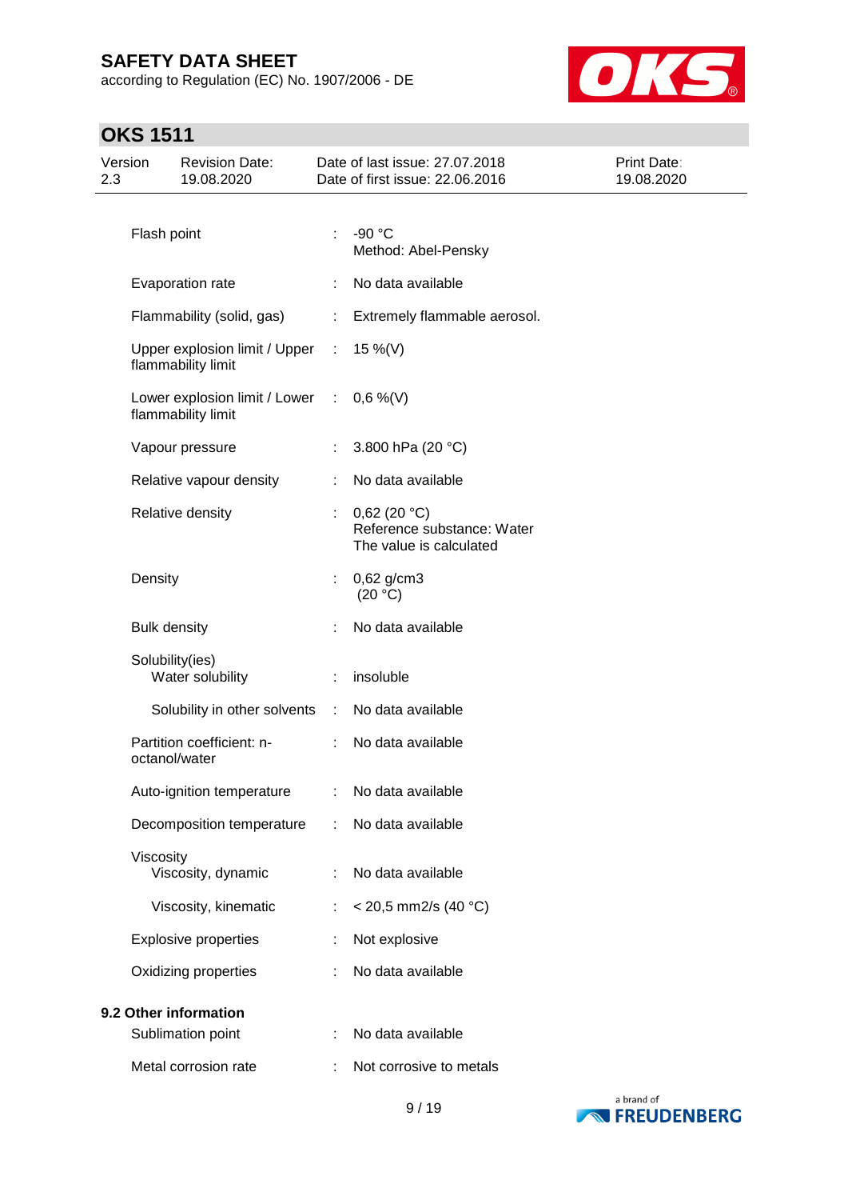| | | |
|---|---|---|
| Flash point | : | -90 °C<br>Method: Abel-Pensky |
| Evaporation rate | : | No data available |
| Flammability (solid, gas) | : | Extremely flammable aerosol. |
| Upper explosion limit / Upper flammability limit | : | 15 %(V) |
| Lower explosion limit / Lower flammability limit | : | 0,6 %(V) |
| Vapour pressure | : | 3.800 hPa (20 °C) |
| Relative vapour density | : | No data available |
| Relative density | : | 0,62 (20 °C)<br>Reference substance: Water<br>The value is calculated |
| Density | : | 0,62 g/cm3<br>(20 °C) |
| Bulk density | : | No data available |
| Solubility(ies) | | |
| Water solubility | : | insoluble |
| Solubility in other solvents | : | No data available |
| Partition coefficient: n-octanol/water | : | No data available |
| Auto-ignition temperature | : | No data available |
| Decomposition temperature | : | No data available |
| Viscosity | | |
| Viscosity, dynamic | : | No data available |
| Viscosity, kinematic | : | < 20,5 mm2/s (40 °C) |
| Explosive properties | : | Not explosive |
| Oxidizing properties | : | No data available |

**9.2 Other information**

| | | |
|---|---|---|
| Sublimation point | : | No data available |
| Metal corrosion rate | : | Not corrosive to metals |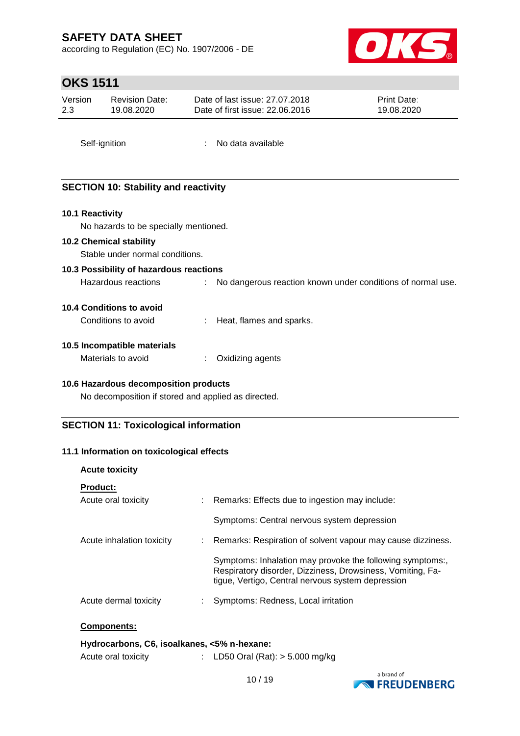Self-ignition : No data available

## SECTION 10: Stability and reactivity

### 10.1 Reactivity

No hazards to be specially mentioned.

### 10.2 Chemical stability

Stable under normal conditions.

### 10.3 Possibility of hazardous reactions

Hazardous reactions : No dangerous reaction known under conditions of normal use.

### 10.4 Conditions to avoid

Conditions to avoid : Heat, flames and sparks.

### 10.5 Incompatible materials

Materials to avoid : Oxidizing agents

### 10.6 Hazardous decomposition products

No decomposition if stored and applied as directed.

## SECTION 11: Toxicological information

### 11.1 Information on toxicological effects

**Acute toxicity**

**Product:**

Acute oral toxicity : Remarks: Effects due to ingestion may include:

Symptoms: Central nervous system depression

Acute inhalation toxicity : Remarks: Respiration of solvent vapour may cause dizziness.

Symptoms: Inhalation may provoke the following symptoms:, Respiratory disorder, Dizziness, Drowsiness, Vomiting, Fatigue, Vertigo, Central nervous system depression

Acute dermal toxicity : Symptoms: Redness, Local irritation

**Components:**

**Hydrocarbons, C6, isoalkanes, <5% n-hexane:**

Acute oral toxicity : LD50 Oral (Rat): > 5.000 mg/kg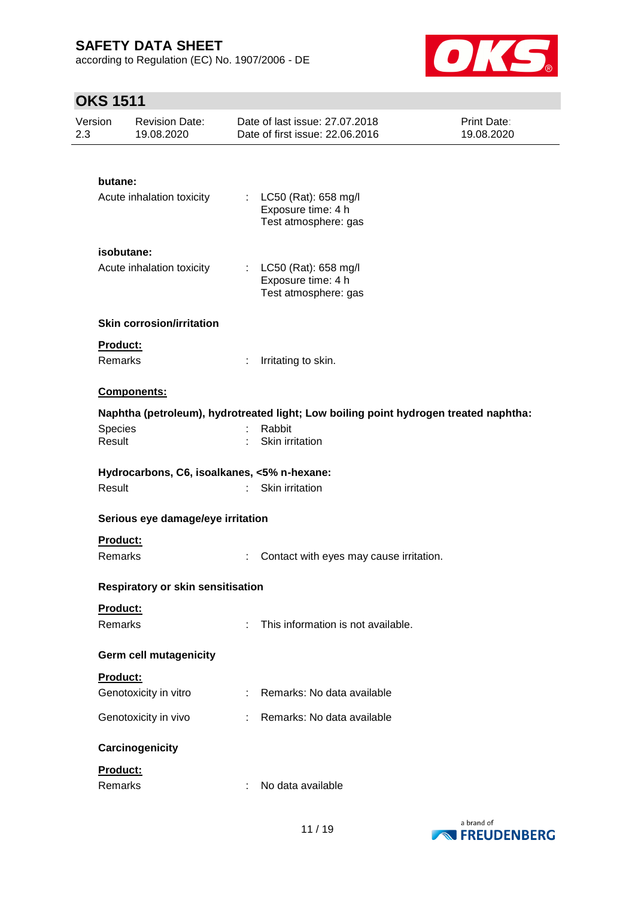**butane:**

| | | |
|---|---|---|
| Acute inhalation toxicity | : | LC50 (Rat): 658 mg/l<br>Exposure time: 4 h<br>Test atmosphere: gas |

**isobutane:**

| | | |
|---|---|---|
| Acute inhalation toxicity | : | LC50 (Rat): 658 mg/l<br>Exposure time: 4 h<br>Test atmosphere: gas |

### Skin corrosion/irritation

**Product:**

Remarks : Irritating to skin.

**Components:**

**Naphtha (petroleum), hydrotreated light; Low boiling point hydrogen treated naphtha:**

Species : Rabbit
Result : Skin irritation

**Hydrocarbons, C6, isoalkanes, <5% n-hexane:**

Result : Skin irritation

### Serious eye damage/eye irritation

**Product:**

Remarks : Contact with eyes may cause irritation.

### Respiratory or skin sensitisation

**Product:**

Remarks : This information is not available.

### Germ cell mutagenicity

**Product:**

Genotoxicity in vitro : Remarks: No data available

Genotoxicity in vivo : Remarks: No data available

### Carcinogenicity

**Product:**

Remarks : No data available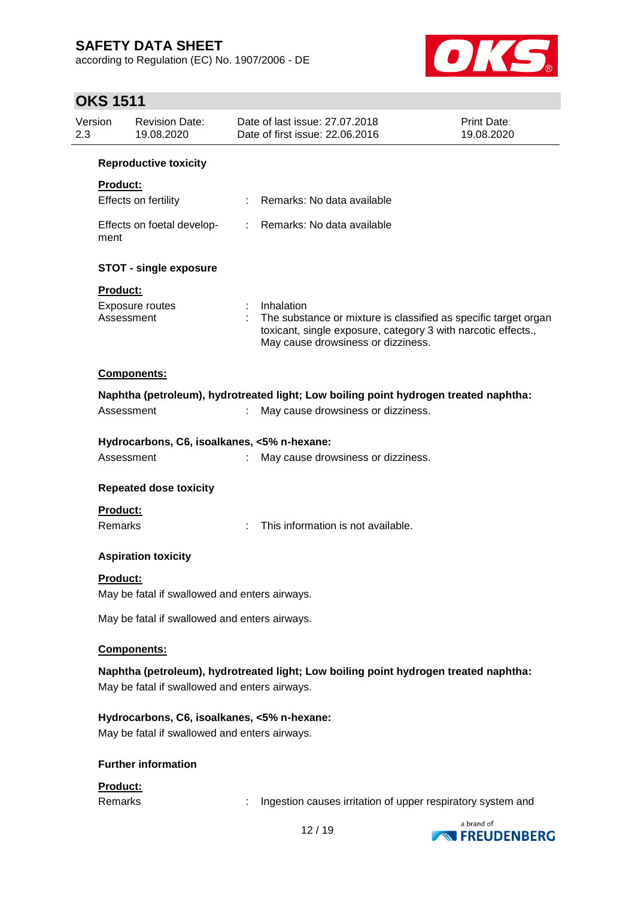### Reproductive toxicity

**Product:**

Effects on fertility : Remarks: No data available

Effects on foetal development : Remarks: No data available

### STOT - single exposure

**Product:**

Exposure routes : Inhalation

Assessment : The substance or mixture is classified as specific target organ toxicant, single exposure, category 3 with narcotic effects., May cause drowsiness or dizziness.

**Components:**

**Naphtha (petroleum), hydrotreated light; Low boiling point hydrogen treated naphtha:**

Assessment : May cause drowsiness or dizziness.

**Hydrocarbons, C6, isoalkanes, <5% n-hexane:**

Assessment : May cause drowsiness or dizziness.

### Repeated dose toxicity

**Product:**

Remarks : This information is not available.

### Aspiration toxicity

**Product:**

May be fatal if swallowed and enters airways.

May be fatal if swallowed and enters airways.

**Components:**

**Naphtha (petroleum), hydrotreated light; Low boiling point hydrogen treated naphtha:**

May be fatal if swallowed and enters airways.

**Hydrocarbons, C6, isoalkanes, <5% n-hexane:**

May be fatal if swallowed and enters airways.

### Further information

**Product:**

Remarks : Ingestion causes irritation of upper respiratory system and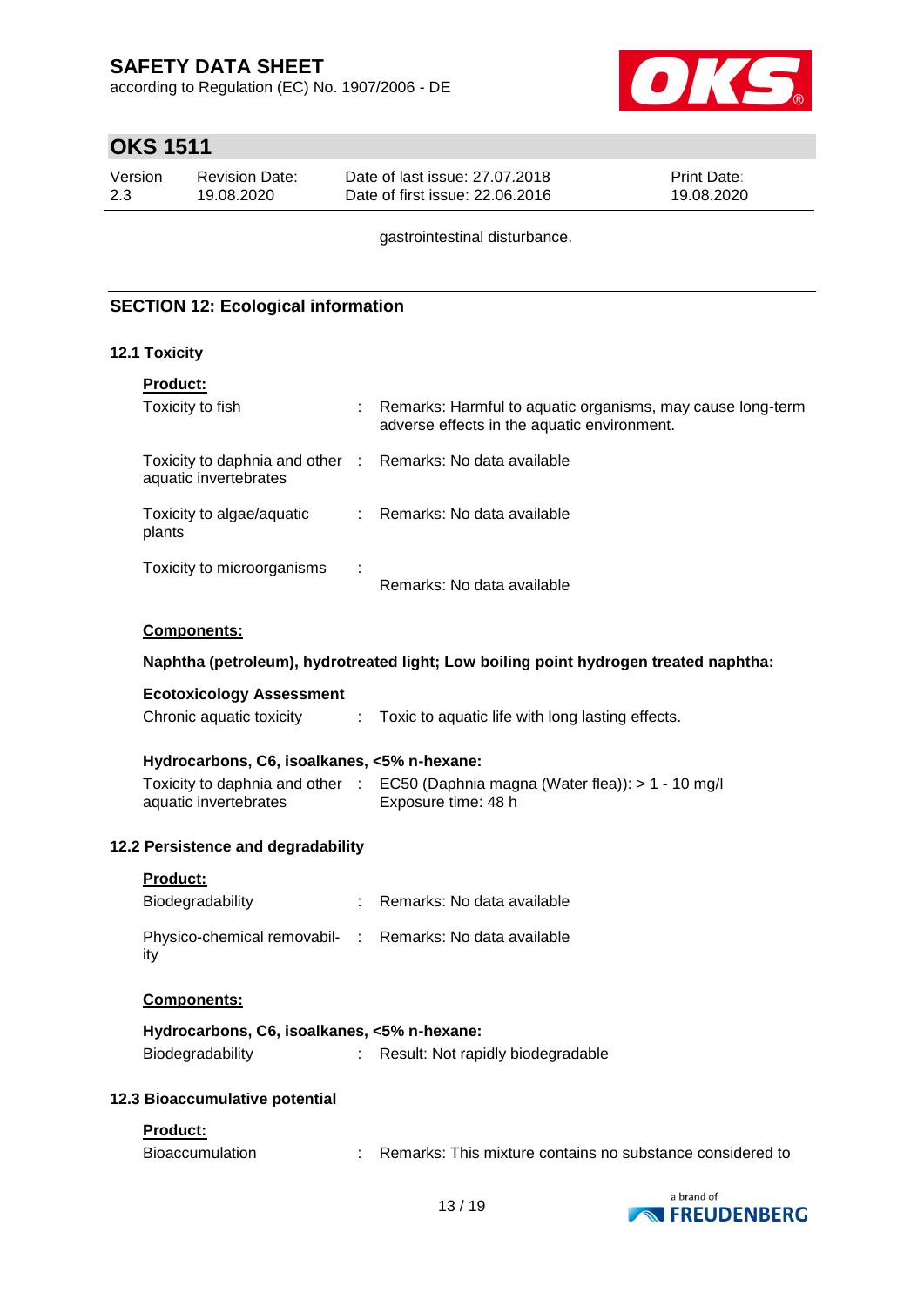gastrointestinal disturbance.

## SECTION 12: Ecological information

### 12.1 Toxicity

**Product:**

| | | |
|---|---|---|
| Toxicity to fish | : | Remarks: Harmful to aquatic organisms, may cause long-term adverse effects in the aquatic environment. |
| Toxicity to daphnia and other aquatic invertebrates | : | Remarks: No data available |
| Toxicity to algae/aquatic plants | : | Remarks: No data available |
| Toxicity to microorganisms | : | Remarks: No data available |

**Components:**

**Naphtha (petroleum), hydrotreated light; Low boiling point hydrogen treated naphtha:**

**Ecotoxicology Assessment**

| | | |
|---|---|---|
| Chronic aquatic toxicity | : | Toxic to aquatic life with long lasting effects. |

**Hydrocarbons, C6, isoalkanes, <5% n-hexane:**

| | | |
|---|---|---|
| Toxicity to daphnia and other aquatic invertebrates | : | EC50 (Daphnia magna (Water flea)): > 1 - 10 mg/l<br>Exposure time: 48 h |

### 12.2 Persistence and degradability

**Product:**

| | | |
|---|---|---|
| Biodegradability | : | Remarks: No data available |
| Physico-chemical removability | : | Remarks: No data available |

**Components:**

**Hydrocarbons, C6, isoalkanes, <5% n-hexane:**

| | | |
|---|---|---|
| Biodegradability | : | Result: Not rapidly biodegradable |

### 12.3 Bioaccumulative potential

**Product:**

| | | |
|---|---|---|
| Bioaccumulation | : | Remarks: This mixture contains no substance considered to |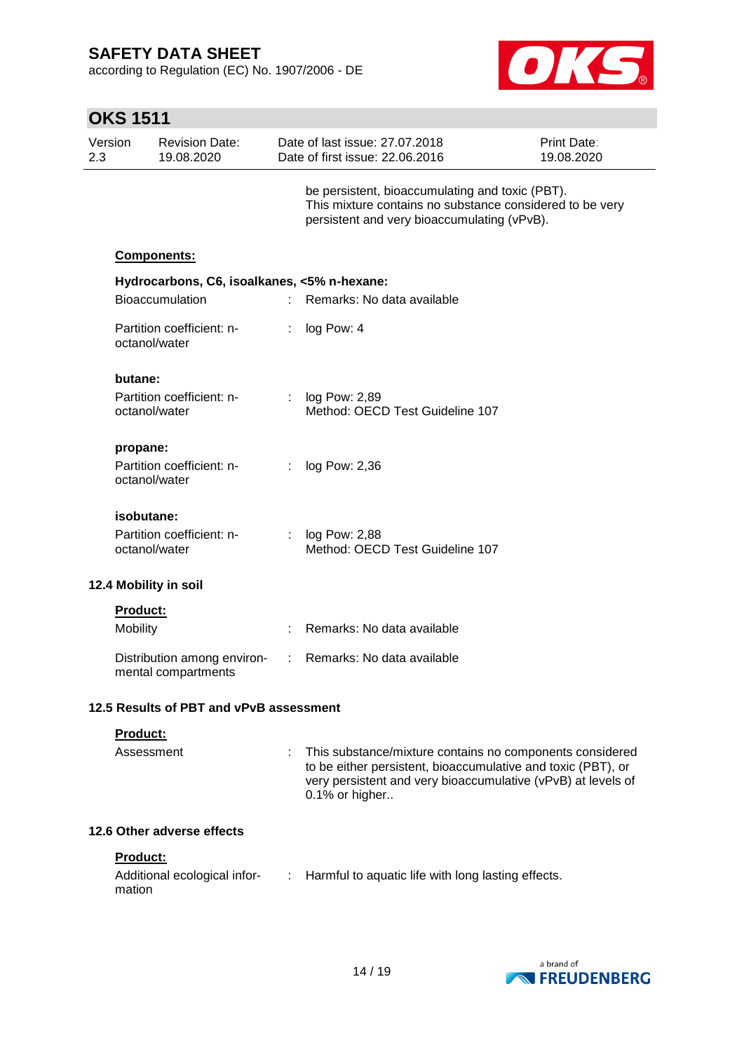be persistent, bioaccumulating and toxic (PBT).
This mixture contains no substance considered to be very persistent and very bioaccumulating (vPvB).

**Components:**

**Hydrocarbons, C6, isoalkanes, <5% n-hexane:**

| | | |
|---|---|---|
| Bioaccumulation | : | Remarks: No data available |
| Partition coefficient: n-octanol/water | : | log Pow: 4 |

**butane:**

| | | |
|---|---|---|
| Partition coefficient: n-octanol/water | : | log Pow: 2,89<br>Method: OECD Test Guideline 107 |

**propane:**

| | | |
|---|---|---|
| Partition coefficient: n-octanol/water | : | log Pow: 2,36 |

**isobutane:**

| | | |
|---|---|---|
| Partition coefficient: n-octanol/water | : | log Pow: 2,88<br>Method: OECD Test Guideline 107 |

### 12.4 Mobility in soil

**Product:**

| | | |
|---|---|---|
| Mobility | : | Remarks: No data available |
| Distribution among environmental compartments | : | Remarks: No data available |

### 12.5 Results of PBT and vPvB assessment

**Product:**

| | | |
|---|---|---|
| Assessment | : | This substance/mixture contains no components considered to be either persistent, bioaccumulative and toxic (PBT), or very persistent and very bioaccumulative (vPvB) at levels of 0.1% or higher.. |

### 12.6 Other adverse effects

**Product:**

| | | |
|---|---|---|
| Additional ecological information | : | Harmful to aquatic life with long lasting effects. |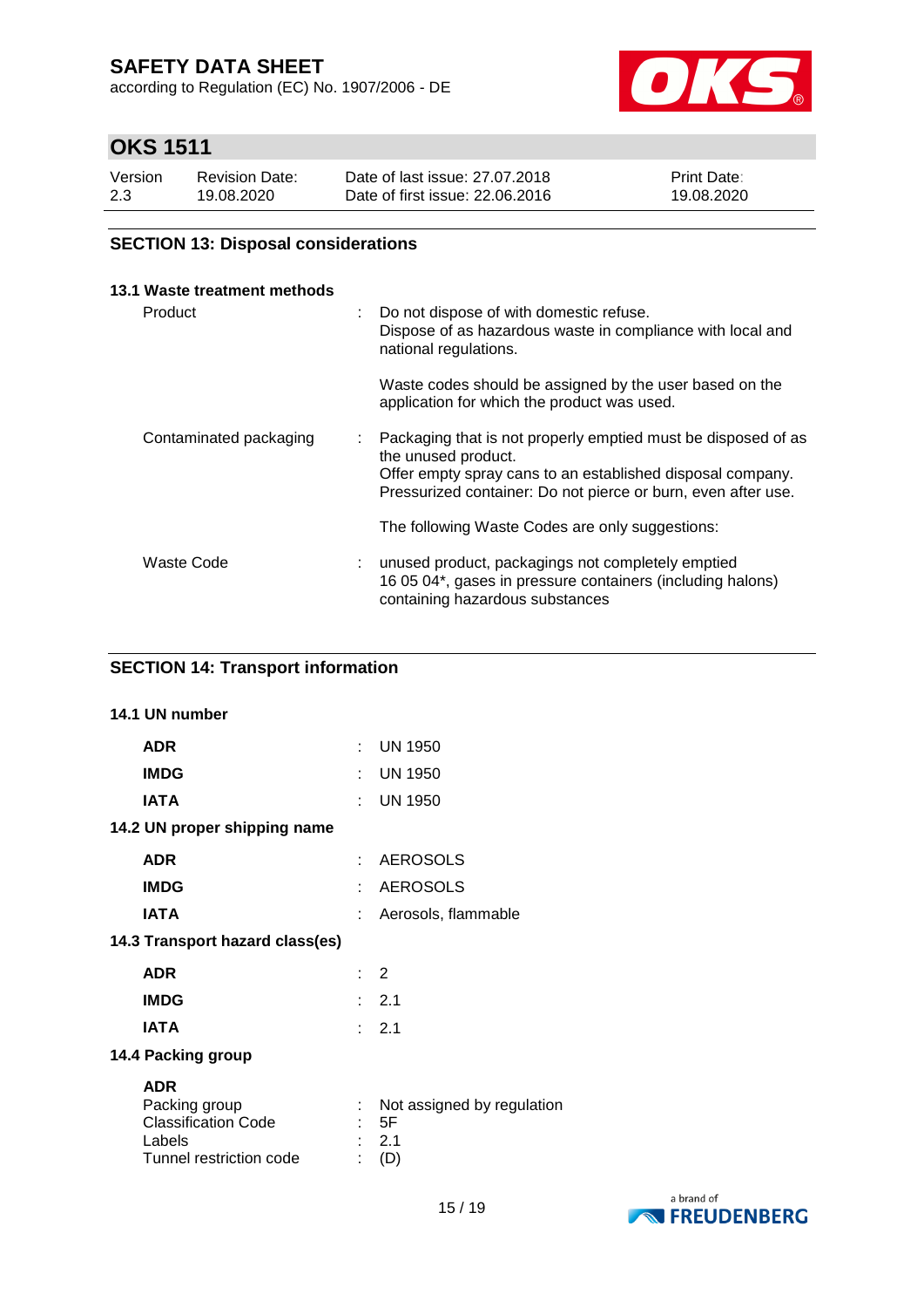## SECTION 13: Disposal considerations

### 13.1 Waste treatment methods

| | | |
|---|---|---|
| Product | : | Do not dispose of with domestic refuse.<br>Dispose of as hazardous waste in compliance with local and national regulations.<br><br>Waste codes should be assigned by the user based on the application for which the product was used. |
| Contaminated packaging | : | Packaging that is not properly emptied must be disposed of as the unused product.<br>Offer empty spray cans to an established disposal company.<br>Pressurized container: Do not pierce or burn, even after use.<br><br>The following Waste Codes are only suggestions: |
| Waste Code | : | unused product, packagings not completely emptied<br>16 05 04*, gases in pressure containers (including halons) containing hazardous substances |

## SECTION 14: Transport information

### 14.1 UN number

| | | |
|---|---|---|
| **ADR** | : | UN 1950 |
| **IMDG** | : | UN 1950 |
| **IATA** | : | UN 1950 |

### 14.2 UN proper shipping name

| | | |
|---|---|---|
| **ADR** | : | AEROSOLS |
| **IMDG** | : | AEROSOLS |
| **IATA** | : | Aerosols, flammable |

### 14.3 Transport hazard class(es)

| | | |
|---|---|---|
| **ADR** | : | 2 |
| **IMDG** | : | 2.1 |
| **IATA** | : | 2.1 |

### 14.4 Packing group

**ADR**

| | | |
|---|---|---|
| Packing group | : | Not assigned by regulation |
| Classification Code | : | 5F |
| Labels | : | 2.1 |
| Tunnel restriction code | : | (D) |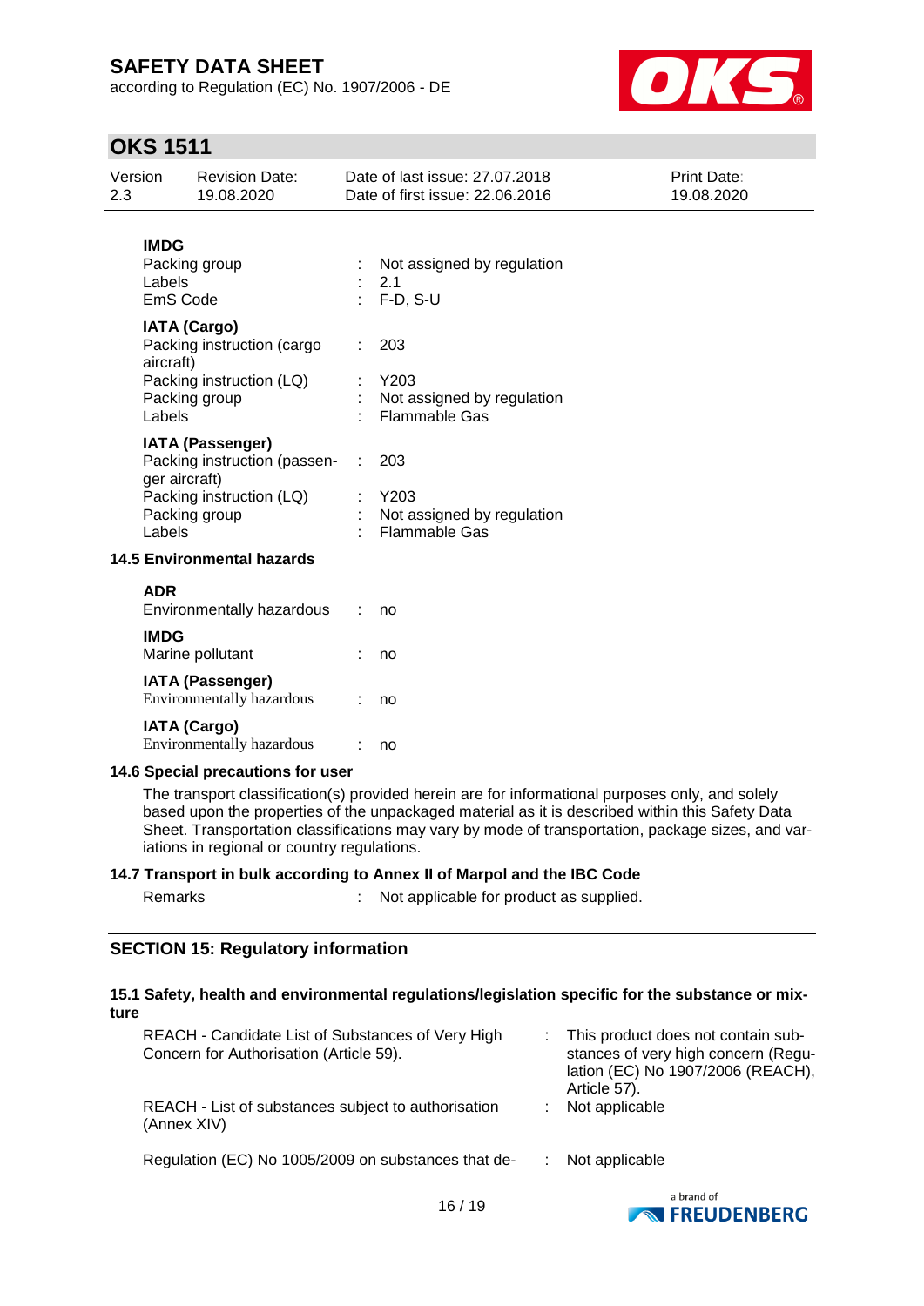**IMDG**

| | | |
|---|---|---|
| Packing group | : | Not assigned by regulation |
| Labels | : | 2.1 |
| EmS Code | : | F-D, S-U |

**IATA (Cargo)**

| | | |
|---|---|---|
| Packing instruction (cargo aircraft) | : | 203 |
| Packing instruction (LQ) | : | Y203 |
| Packing group | : | Not assigned by regulation |
| Labels | : | Flammable Gas |

**IATA (Passenger)**

| | | |
|---|---|---|
| Packing instruction (passenger aircraft) | : | 203 |
| Packing instruction (LQ) | : | Y203 |
| Packing group | : | Not assigned by regulation |
| Labels | : | Flammable Gas |

### 14.5 Environmental hazards

**ADR**

| | | |
|---|---|---|
| Environmentally hazardous | : | no |

**IMDG**

| | | |
|---|---|---|
| Marine pollutant | : | no |

**IATA (Passenger)**

| | | |
|---|---|---|
| Environmentally hazardous | : | no |

**IATA (Cargo)**

| | | |
|---|---|---|
| Environmentally hazardous | : | no |

### 14.6 Special precautions for user

The transport classification(s) provided herein are for informational purposes only, and solely based upon the properties of the unpackaged material as it is described within this Safety Data Sheet. Transportation classifications may vary by mode of transportation, package sizes, and variations in regional or country regulations.

### 14.7 Transport in bulk according to Annex II of Marpol and the IBC Code

| | | |
|---|---|---|
| Remarks | : | Not applicable for product as supplied. |

## SECTION 15: Regulatory information

### 15.1 Safety, health and environmental regulations/legislation specific for the substance or mixture

| | | |
|---|---|---|
| REACH - Candidate List of Substances of Very High Concern for Authorisation (Article 59). | : | This product does not contain substances of very high concern (Regulation (EC) No 1907/2006 (REACH), Article 57). |
| REACH - List of substances subject to authorisation (Annex XIV) | : | Not applicable |
| Regulation (EC) No 1005/2009 on substances that de- | : | Not applicable |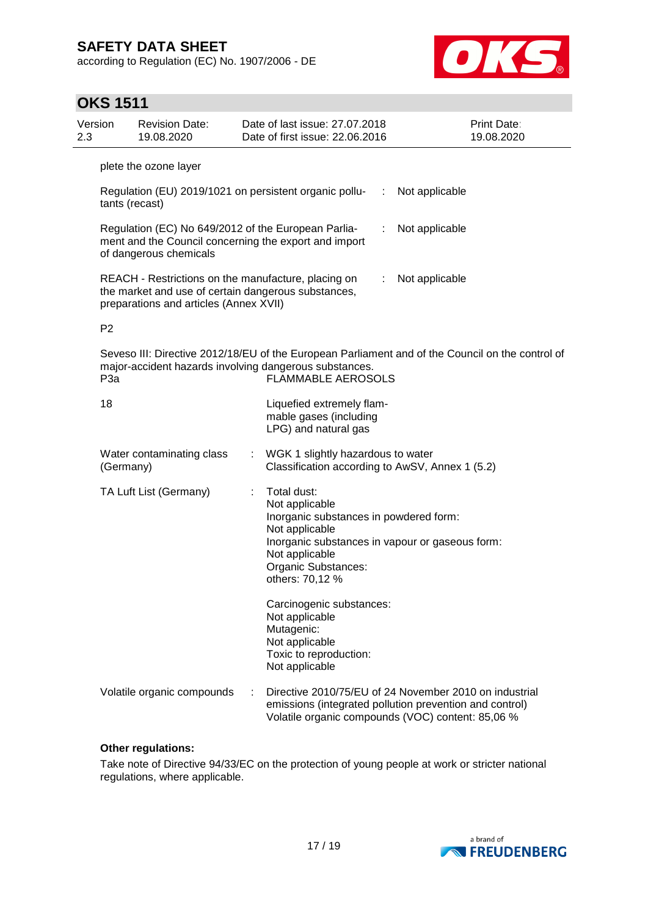plete the ozone layer

| | | |
|---|---|---|
| Regulation (EU) 2019/1021 on persistent organic pollutants (recast) | : | Not applicable |
| Regulation (EC) No 649/2012 of the European Parliament and the Council concerning the export and import of dangerous chemicals | : | Not applicable |
| REACH - Restrictions on the manufacture, placing on the market and use of certain dangerous substances, preparations and articles (Annex XVII) | : | Not applicable |

P2

Seveso III: Directive 2012/18/EU of the European Parliament and of the Council on the control of major-accident hazards involving dangerous substances.

| | |
|---|---|
| P3a | FLAMMABLE AEROSOLS |
| 18 | Liquefied extremely flammable gases (including LPG) and natural gas |

Water contaminating class (Germany) : WGK 1 slightly hazardous to water
Classification according to AwSV, Annex 1 (5.2)

TA Luft List (Germany) : Total dust:
Not applicable
Inorganic substances in powdered form:
Not applicable
Inorganic substances in vapour or gaseous form:
Not applicable
Organic Substances:
others: 70,12 %

Carcinogenic substances:
Not applicable
Mutagenic:
Not applicable
Toxic to reproduction:
Not applicable

Volatile organic compounds : Directive 2010/75/EU of 24 November 2010 on industrial emissions (integrated pollution prevention and control)
Volatile organic compounds (VOC) content: 85,06 %

**Other regulations:**

Take note of Directive 94/33/EC on the protection of young people at work or stricter national regulations, where applicable.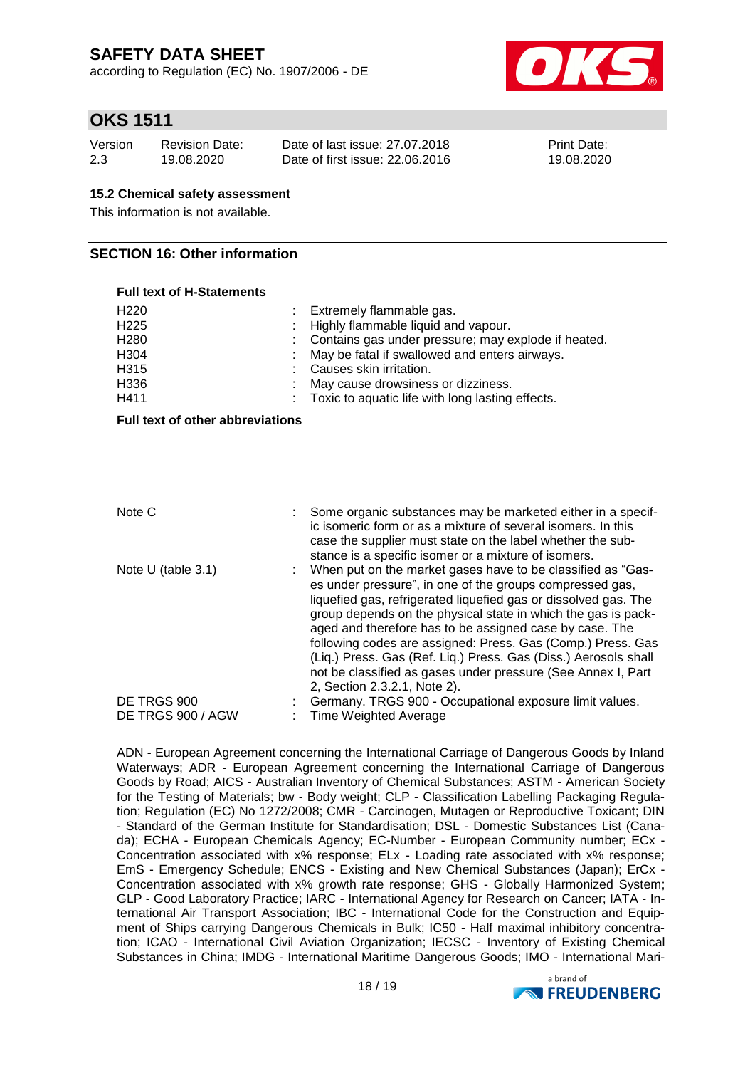### 15.2 Chemical safety assessment

This information is not available.

## SECTION 16: Other information

**Full text of H-Statements**

| | |
|---|---|
| H220 | Extremely flammable gas. |
| H225 | Highly flammable liquid and vapour. |
| H280 | Contains gas under pressure; may explode if heated. |
| H304 | May be fatal if swallowed and enters airways. |
| H315 | Causes skin irritation. |
| H336 | May cause drowsiness or dizziness. |
| H411 | Toxic to aquatic life with long lasting effects. |

**Full text of other abbreviations**

| | |
|---|---|
| Note C | Some organic substances may be marketed either in a specific isomeric form or as a mixture of several isomers. In this case the supplier must state on the label whether the substance is a specific isomer or a mixture of isomers. |
| Note U (table 3.1) | When put on the market gases have to be classified as "Gases under pressure", in one of the groups compressed gas, liquefied gas, refrigerated liquefied gas or dissolved gas. The group depends on the physical state in which the gas is packaged and therefore has to be assigned case by case. The following codes are assigned: Press. Gas (Comp.) Press. Gas (Liq.) Press. Gas (Ref. Liq.) Press. Gas (Diss.) Aerosols shall not be classified as gases under pressure (See Annex I, Part 2, Section 2.3.2.1, Note 2). |
| DE TRGS 900 | Germany. TRGS 900 - Occupational exposure limit values. |
| DE TRGS 900 / AGW | Time Weighted Average |

ADN - European Agreement concerning the International Carriage of Dangerous Goods by Inland Waterways; ADR - European Agreement concerning the International Carriage of Dangerous Goods by Road; AICS - Australian Inventory of Chemical Substances; ASTM - American Society for the Testing of Materials; bw - Body weight; CLP - Classification Labelling Packaging Regulation; Regulation (EC) No 1272/2008; CMR - Carcinogen, Mutagen or Reproductive Toxicant; DIN - Standard of the German Institute for Standardisation; DSL - Domestic Substances List (Canada); ECHA - European Chemicals Agency; EC-Number - European Community number; ECx - Concentration associated with x% response; ELx - Loading rate associated with x% response; EmS - Emergency Schedule; ENCS - Existing and New Chemical Substances (Japan); ErCx - Concentration associated with x% growth rate response; GHS - Globally Harmonized System; GLP - Good Laboratory Practice; IARC - International Agency for Research on Cancer; IATA - International Air Transport Association; IBC - International Code for the Construction and Equipment of Ships carrying Dangerous Chemicals in Bulk; IC50 - Half maximal inhibitory concentration; ICAO - International Civil Aviation Organization; IECSC - Inventory of Existing Chemical Substances in China; IMDG - International Maritime Dangerous Goods; IMO - International Mari-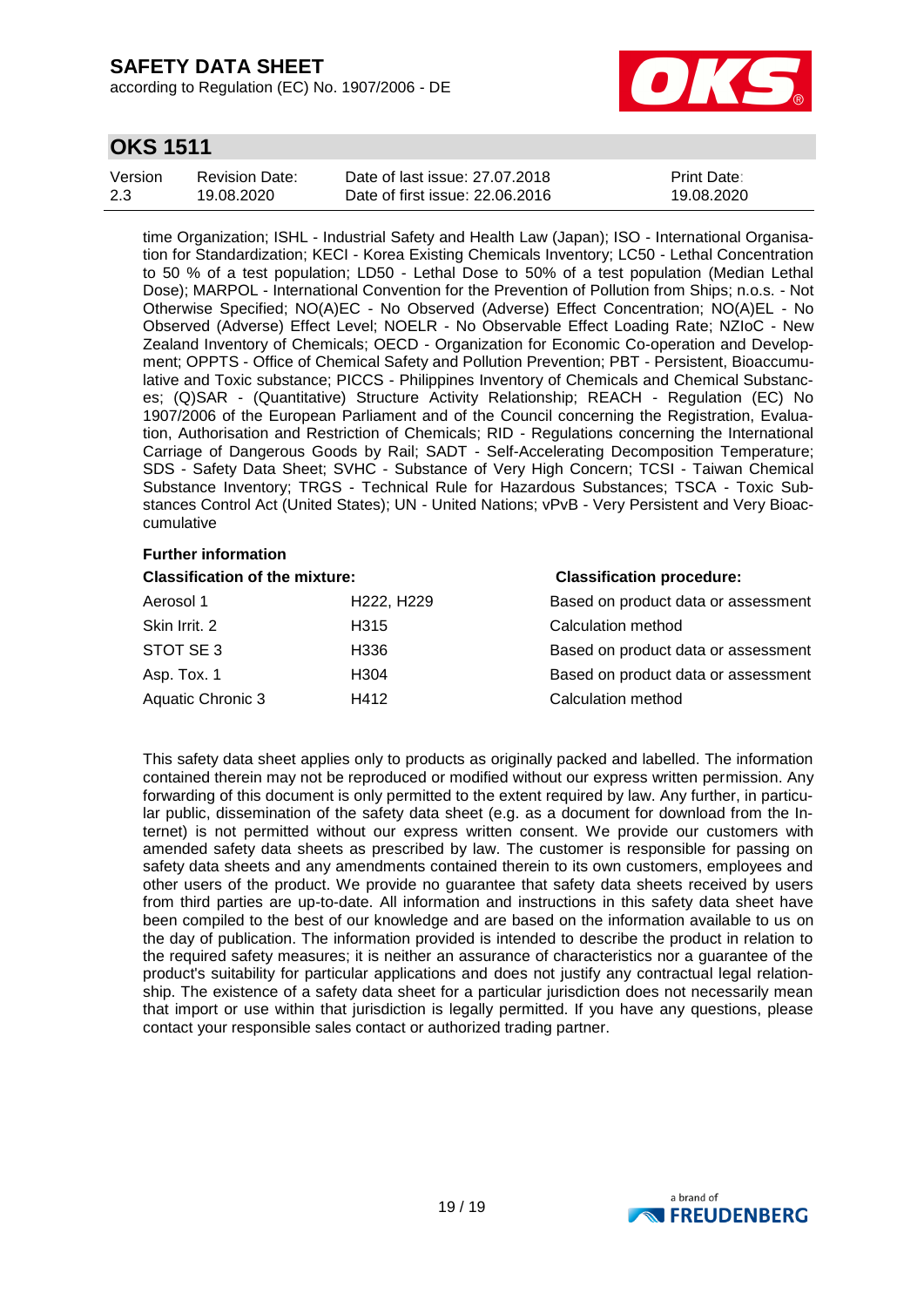time Organization; ISHL - Industrial Safety and Health Law (Japan); ISO - International Organisation for Standardization; KECI - Korea Existing Chemicals Inventory; LC50 - Lethal Concentration to 50 % of a test population; LD50 - Lethal Dose to 50% of a test population (Median Lethal Dose); MARPOL - International Convention for the Prevention of Pollution from Ships; n.o.s. - Not Otherwise Specified; NO(A)EC - No Observed (Adverse) Effect Concentration; NO(A)EL - No Observed (Adverse) Effect Level; NOELR - No Observable Effect Loading Rate; NZIoC - New Zealand Inventory of Chemicals; OECD - Organization for Economic Co-operation and Development; OPPTS - Office of Chemical Safety and Pollution Prevention; PBT - Persistent, Bioaccumulative and Toxic substance; PICCS - Philippines Inventory of Chemicals and Chemical Substances; (Q)SAR - (Quantitative) Structure Activity Relationship; REACH - Regulation (EC) No 1907/2006 of the European Parliament and of the Council concerning the Registration, Evaluation, Authorisation and Restriction of Chemicals; RID - Regulations concerning the International Carriage of Dangerous Goods by Rail; SADT - Self-Accelerating Decomposition Temperature; SDS - Safety Data Sheet; SVHC - Substance of Very High Concern; TCSI - Taiwan Chemical Substance Inventory; TRGS - Technical Rule for Hazardous Substances; TSCA - Toxic Substances Control Act (United States); UN - United Nations; vPvB - Very Persistent and Very Bioaccumulative

**Further information**

| **Classification of the mixture:** | | **Classification procedure:** |
|---|---|---|
| Aerosol 1 | H222, H229 | Based on product data or assessment |
| Skin Irrit. 2 | H315 | Calculation method |
| STOT SE 3 | H336 | Based on product data or assessment |
| Asp. Tox. 1 | H304 | Based on product data or assessment |
| Aquatic Chronic 3 | H412 | Calculation method |

This safety data sheet applies only to products as originally packed and labelled. The information contained therein may not be reproduced or modified without our express written permission. Any forwarding of this document is only permitted to the extent required by law. Any further, in particular public, dissemination of the safety data sheet (e.g. as a document for download from the Internet) is not permitted without our express written consent. We provide our customers with amended safety data sheets as prescribed by law. The customer is responsible for passing on safety data sheets and any amendments contained therein to its own customers, employees and other users of the product. We provide no guarantee that safety data sheets received by users from third parties are up-to-date. All information and instructions in this safety data sheet have been compiled to the best of our knowledge and are based on the information available to us on the day of publication. The information provided is intended to describe the product in relation to the required safety measures; it is neither an assurance of characteristics nor a guarantee of the product's suitability for particular applications and does not justify any contractual legal relationship. The existence of a safety data sheet for a particular jurisdiction does not necessarily mean that import or use within that jurisdiction is legally permitted. If you have any questions, please contact your responsible sales contact or authorized trading partner.